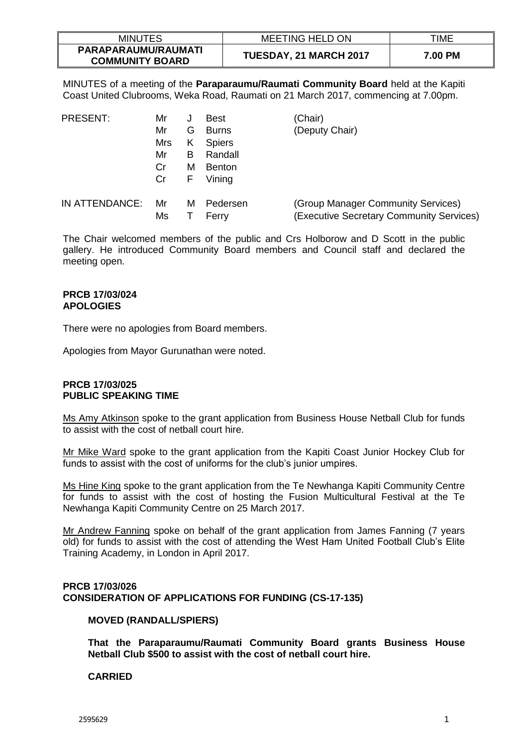| MINUTES | MEETING HELD ON | TIME |
|---|---|---|
| **PARAPARAUMU/RAUMATI COMMUNITY BOARD** | **TUESDAY, 21 MARCH 2017** | **7.00 PM** |

MINUTES of a meeting of the **Paraparaumu/Raumati Community Board** held at the Kapiti Coast United Clubrooms, Weka Road, Raumati on 21 March 2017, commencing at 7.00pm.

| | | | | |
|---|---|---|---|---|
| PRESENT: | Mr | J | Best | (Chair) |
| | Mr | G | Burns | (Deputy Chair) |
| | Mrs | K | Spiers | |
| | Mr | B | Randall | |
| | Cr | M | Benton | |
| | Cr | F | Vining | |
| IN ATTENDANCE: | Mr | M | Pedersen | (Group Manager Community Services) |
| | Ms | T | Ferry | (Executive Secretary Community Services) |

The Chair welcomed members of the public and Crs Holborow and D Scott in the public gallery. He introduced Community Board members and Council staff and declared the meeting open.

**PRCB 17/03/024**
**APOLOGIES**

There were no apologies from Board members.

Apologies from Mayor Gurunathan were noted.

**PRCB 17/03/025**
**PUBLIC SPEAKING TIME**

Ms Amy Atkinson spoke to the grant application from Business House Netball Club for funds to assist with the cost of netball court hire.

Mr Mike Ward spoke to the grant application from the Kapiti Coast Junior Hockey Club for funds to assist with the cost of uniforms for the club's junior umpires.

Ms Hine King spoke to the grant application from the Te Newhanga Kapiti Community Centre for funds to assist with the cost of hosting the Fusion Multicultural Festival at the Te Newhanga Kapiti Community Centre on 25 March 2017.

Mr Andrew Fanning spoke on behalf of the grant application from James Fanning (7 years old) for funds to assist with the cost of attending the West Ham United Football Club's Elite Training Academy, in London in April 2017.

**PRCB 17/03/026**
**CONSIDERATION OF APPLICATIONS FOR FUNDING (CS-17-135)**

**MOVED (RANDALL/SPIERS)**

**That the Paraparaumu/Raumati Community Board grants Business House Netball Club $500 to assist with the cost of netball court hire.**

**CARRIED**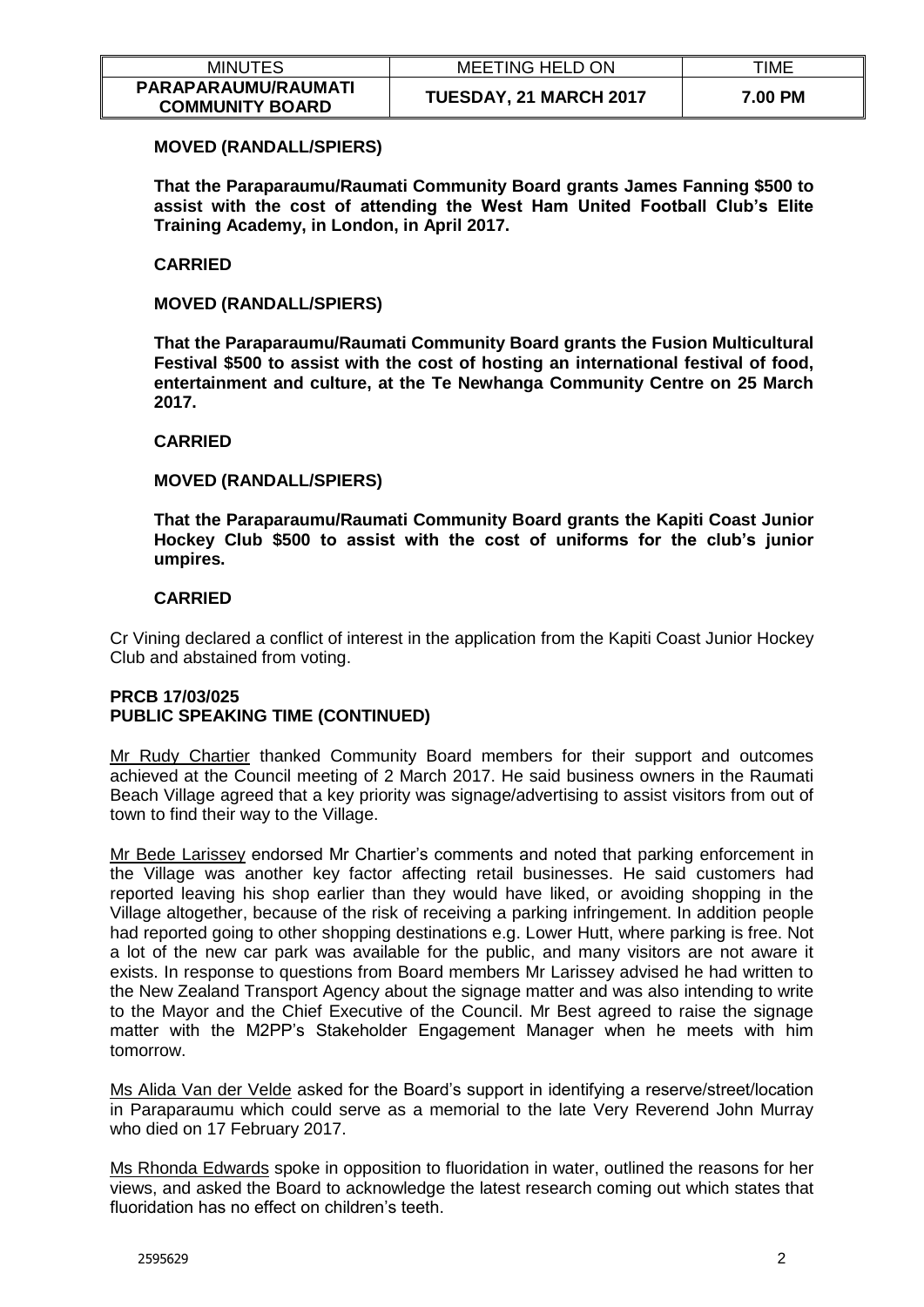**MOVED (RANDALL/SPIERS)**

**That the Paraparaumu/Raumati Community Board grants James Fanning $500 to assist with the cost of attending the West Ham United Football Club's Elite Training Academy, in London, in April 2017.**

**CARRIED**

**MOVED (RANDALL/SPIERS)**

**That the Paraparaumu/Raumati Community Board grants the Fusion Multicultural Festival $500 to assist with the cost of hosting an international festival of food, entertainment and culture, at the Te Newhanga Community Centre on 25 March 2017.**

**CARRIED**

**MOVED (RANDALL/SPIERS)**

**That the Paraparaumu/Raumati Community Board grants the Kapiti Coast Junior Hockey Club $500 to assist with the cost of uniforms for the club's junior umpires.**

**CARRIED**

Cr Vining declared a conflict of interest in the application from the Kapiti Coast Junior Hockey Club and abstained from voting.

**PRCB 17/03/025**
**PUBLIC SPEAKING TIME (CONTINUED)**

Mr Rudy Chartier thanked Community Board members for their support and outcomes achieved at the Council meeting of 2 March 2017. He said business owners in the Raumati Beach Village agreed that a key priority was signage/advertising to assist visitors from out of town to find their way to the Village.

Mr Bede Larissey endorsed Mr Chartier's comments and noted that parking enforcement in the Village was another key factor affecting retail businesses. He said customers had reported leaving his shop earlier than they would have liked, or avoiding shopping in the Village altogether, because of the risk of receiving a parking infringement. In addition people had reported going to other shopping destinations e.g. Lower Hutt, where parking is free. Not a lot of the new car park was available for the public, and many visitors are not aware it exists. In response to questions from Board members Mr Larissey advised he had written to the New Zealand Transport Agency about the signage matter and was also intending to write to the Mayor and the Chief Executive of the Council. Mr Best agreed to raise the signage matter with the M2PP's Stakeholder Engagement Manager when he meets with him tomorrow.

Ms Alida Van der Velde asked for the Board's support in identifying a reserve/street/location in Paraparaumu which could serve as a memorial to the late Very Reverend John Murray who died on 17 February 2017.

Ms Rhonda Edwards spoke in opposition to fluoridation in water, outlined the reasons for her views, and asked the Board to acknowledge the latest research coming out which states that fluoridation has no effect on children's teeth.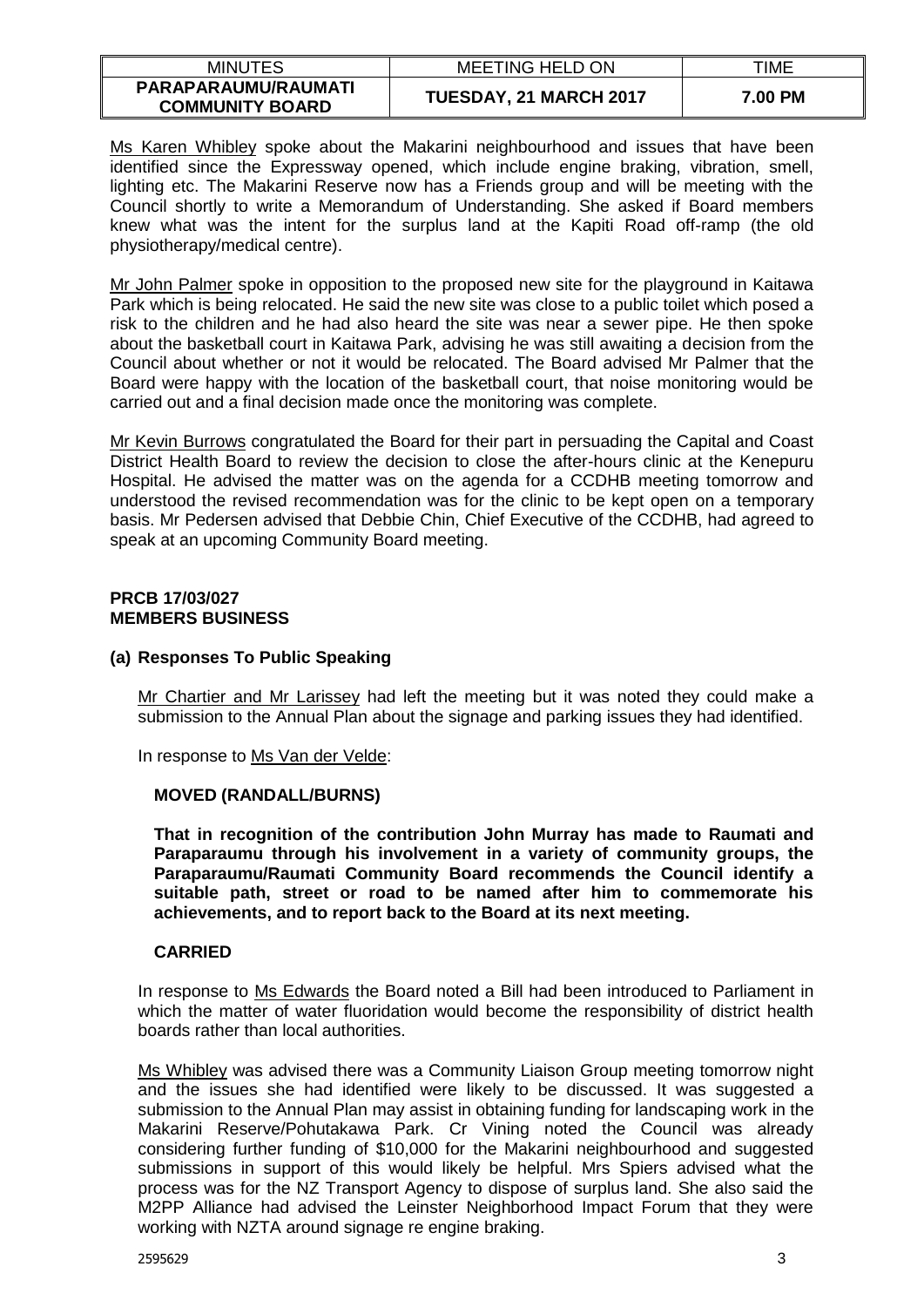Ms Karen Whibley spoke about the Makarini neighbourhood and issues that have been identified since the Expressway opened, which include engine braking, vibration, smell, lighting etc. The Makarini Reserve now has a Friends group and will be meeting with the Council shortly to write a Memorandum of Understanding. She asked if Board members knew what was the intent for the surplus land at the Kapiti Road off-ramp (the old physiotherapy/medical centre).

Mr John Palmer spoke in opposition to the proposed new site for the playground in Kaitawa Park which is being relocated. He said the new site was close to a public toilet which posed a risk to the children and he had also heard the site was near a sewer pipe. He then spoke about the basketball court in Kaitawa Park, advising he was still awaiting a decision from the Council about whether or not it would be relocated. The Board advised Mr Palmer that the Board were happy with the location of the basketball court, that noise monitoring would be carried out and a final decision made once the monitoring was complete.

Mr Kevin Burrows congratulated the Board for their part in persuading the Capital and Coast District Health Board to review the decision to close the after-hours clinic at the Kenepuru Hospital. He advised the matter was on the agenda for a CCDHB meeting tomorrow and understood the revised recommendation was for the clinic to be kept open on a temporary basis. Mr Pedersen advised that Debbie Chin, Chief Executive of the CCDHB, had agreed to speak at an upcoming Community Board meeting.

**PRCB 17/03/027**
**MEMBERS BUSINESS**

**(a) Responses To Public Speaking**

Mr Chartier and Mr Larissey had left the meeting but it was noted they could make a submission to the Annual Plan about the signage and parking issues they had identified.

In response to Ms Van der Velde:

**MOVED (RANDALL/BURNS)**

**That in recognition of the contribution John Murray has made to Raumati and Paraparaumu through his involvement in a variety of community groups, the Paraparaumu/Raumati Community Board recommends the Council identify a suitable path, street or road to be named after him to commemorate his achievements, and to report back to the Board at its next meeting.**

**CARRIED**

In response to Ms Edwards the Board noted a Bill had been introduced to Parliament in which the matter of water fluoridation would become the responsibility of district health boards rather than local authorities.

Ms Whibley was advised there was a Community Liaison Group meeting tomorrow night and the issues she had identified were likely to be discussed. It was suggested a submission to the Annual Plan may assist in obtaining funding for landscaping work in the Makarini Reserve/Pohutakawa Park. Cr Vining noted the Council was already considering further funding of $10,000 for the Makarini neighbourhood and suggested submissions in support of this would likely be helpful. Mrs Spiers advised what the process was for the NZ Transport Agency to dispose of surplus land. She also said the M2PP Alliance had advised the Leinster Neighborhood Impact Forum that they were working with NZTA around signage re engine braking.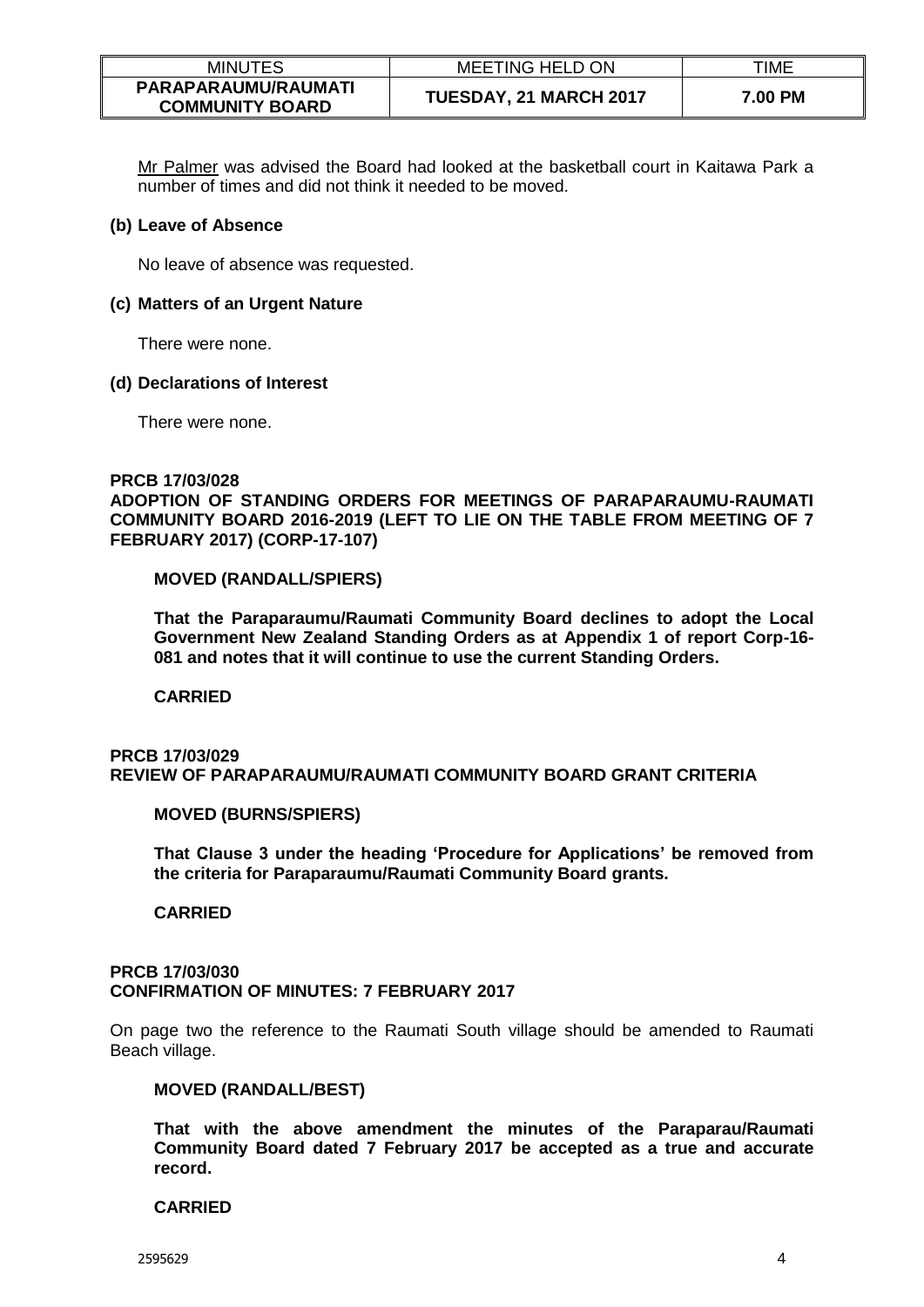<u>Mr Palmer</u> was advised the Board had looked at the basketball court in Kaitawa Park a number of times and did not think it needed to be moved.

**(b) Leave of Absence**

No leave of absence was requested.

**(c) Matters of an Urgent Nature**

There were none.

**(d) Declarations of Interest**

There were none.

**PRCB 17/03/028**
**ADOPTION OF STANDING ORDERS FOR MEETINGS OF PARAPARAUMU-RAUMATI COMMUNITY BOARD 2016-2019 (LEFT TO LIE ON THE TABLE FROM MEETING OF 7 FEBRUARY 2017) (CORP-17-107)**

**MOVED (RANDALL/SPIERS)**

**That the Paraparaumu/Raumati Community Board declines to adopt the Local Government New Zealand Standing Orders as at Appendix 1 of report Corp-16-081 and notes that it will continue to use the current Standing Orders.**

**CARRIED**

**PRCB 17/03/029**
**REVIEW OF PARAPARAUMU/RAUMATI COMMUNITY BOARD GRANT CRITERIA**

**MOVED (BURNS/SPIERS)**

**That Clause 3 under the heading 'Procedure for Applications' be removed from the criteria for Paraparaumu/Raumati Community Board grants.**

**CARRIED**

**PRCB 17/03/030**
**CONFIRMATION OF MINUTES: 7 FEBRUARY 2017**

On page two the reference to the Raumati South village should be amended to Raumati Beach village.

**MOVED (RANDALL/BEST)**

**That with the above amendment the minutes of the Paraparau/Raumati Community Board dated 7 February 2017 be accepted as a true and accurate record.**

**CARRIED**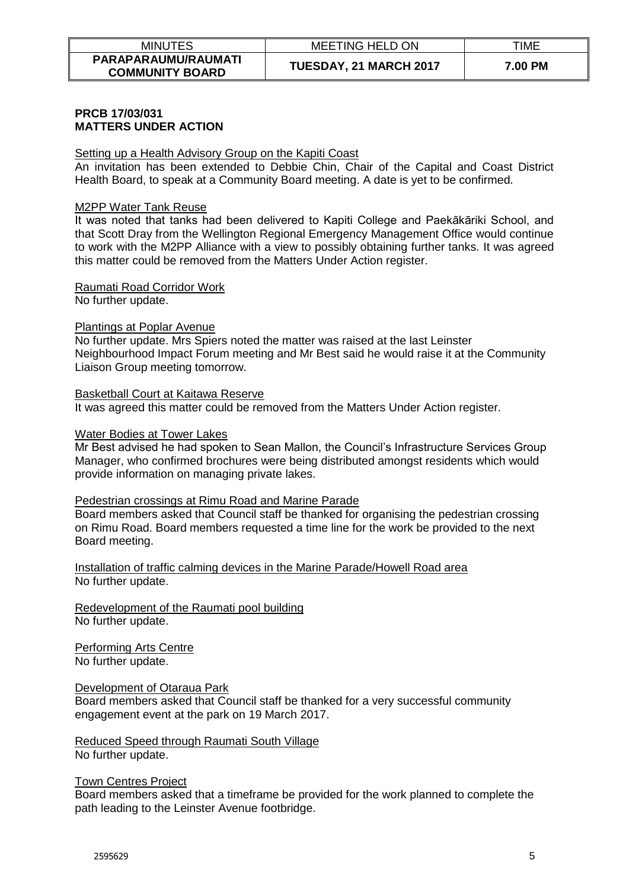**PRCB 17/03/031**
**MATTERS UNDER ACTION**

Setting up a Health Advisory Group on the Kapiti Coast
An invitation has been extended to Debbie Chin, Chair of the Capital and Coast District Health Board, to speak at a Community Board meeting. A date is yet to be confirmed.

M2PP Water Tank Reuse
It was noted that tanks had been delivered to Kapiti College and Paekākāriki School, and that Scott Dray from the Wellington Regional Emergency Management Office would continue to work with the M2PP Alliance with a view to possibly obtaining further tanks. It was agreed this matter could be removed from the Matters Under Action register.

Raumati Road Corridor Work
No further update.

Plantings at Poplar Avenue
No further update. Mrs Spiers noted the matter was raised at the last Leinster Neighbourhood Impact Forum meeting and Mr Best said he would raise it at the Community Liaison Group meeting tomorrow.

Basketball Court at Kaitawa Reserve
It was agreed this matter could be removed from the Matters Under Action register.

Water Bodies at Tower Lakes
Mr Best advised he had spoken to Sean Mallon, the Council's Infrastructure Services Group Manager, who confirmed brochures were being distributed amongst residents which would provide information on managing private lakes.

Pedestrian crossings at Rimu Road and Marine Parade
Board members asked that Council staff be thanked for organising the pedestrian crossing on Rimu Road. Board members requested a time line for the work be provided to the next Board meeting.

Installation of traffic calming devices in the Marine Parade/Howell Road area
No further update.

Redevelopment of the Raumati pool building
No further update.

Performing Arts Centre
No further update.

Development of Otaraua Park
Board members asked that Council staff be thanked for a very successful community engagement event at the park on 19 March 2017.

Reduced Speed through Raumati South Village
No further update.

Town Centres Project
Board members asked that a timeframe be provided for the work planned to complete the path leading to the Leinster Avenue footbridge.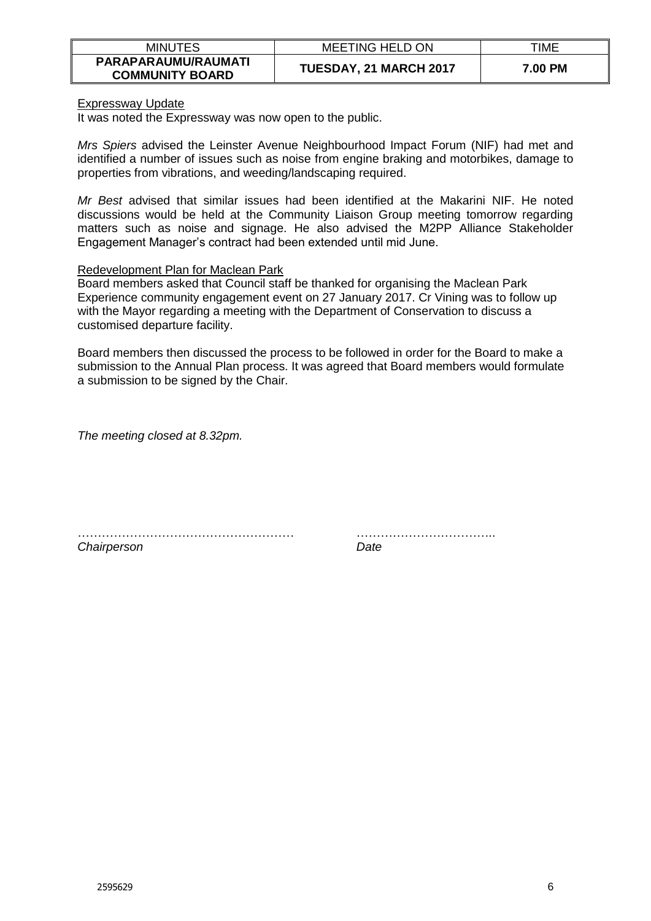Expressway Update

It was noted the Expressway was now open to the public.

*Mrs Spiers* advised the Leinster Avenue Neighbourhood Impact Forum (NIF) had met and identified a number of issues such as noise from engine braking and motorbikes, damage to properties from vibrations, and weeding/landscaping required.

*Mr Best* advised that similar issues had been identified at the Makarini NIF. He noted discussions would be held at the Community Liaison Group meeting tomorrow regarding matters such as noise and signage. He also advised the M2PP Alliance Stakeholder Engagement Manager's contract had been extended until mid June.

Redevelopment Plan for Maclean Park

Board members asked that Council staff be thanked for organising the Maclean Park Experience community engagement event on 27 January 2017. Cr Vining was to follow up with the Mayor regarding a meeting with the Department of Conservation to discuss a customised departure facility.

Board members then discussed the process to be followed in order for the Board to make a submission to the Annual Plan process. It was agreed that Board members would formulate a submission to be signed by the Chair.

*The meeting closed at 8.32pm.*

……………………………………………… ……………………………..

*Chairperson* *Date*